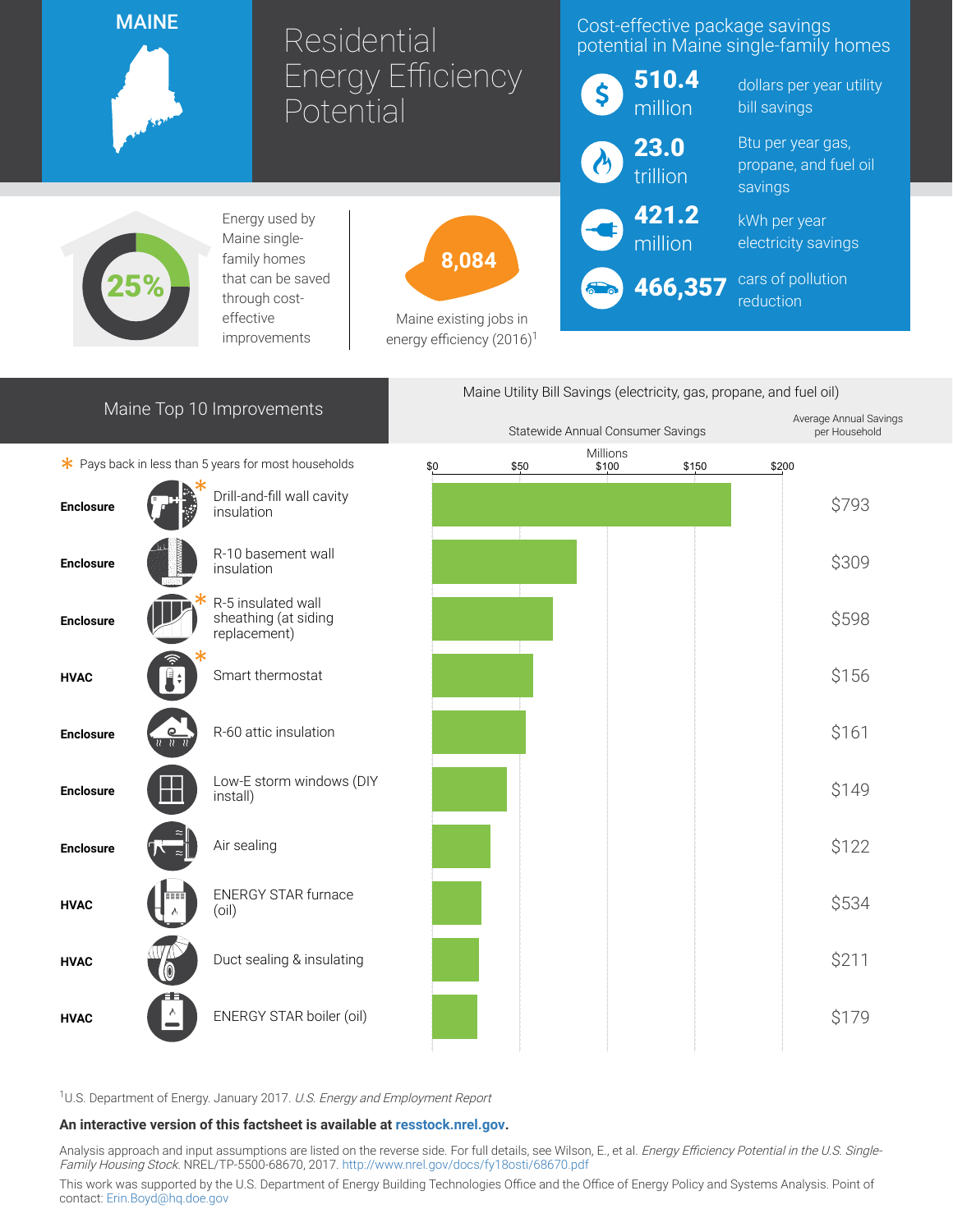# MAINE

# Residential Energy Efficiency Potential

## Cost-effective package savings potential in Maine single-family homes

- **510.4 million** dollars per year utility bill savings
- **23.0 trillion** Btu per year gas, propane, and fuel oil savings
- **421.2 million** kWh per year electricity savings
- **466,357** cars of pollution reduction

**25%** Energy used by Maine single-family homes that can be saved through cost-effective improvements

**8,084** Maine existing jobs in energy efficiency (2016)[1]

## Maine Top 10 Improvements

Maine Utility Bill Savings (electricity, gas, propane, and fuel oil)

\* Pays back in less than 5 years for most households

| Category | Improvement | Statewide Annual Consumer Savings (Millions) | Average Annual Savings per Household |
|---|---|---|---|
| Enclosure | Drill-and-fill wall cavity insulation * | ~$170 | $793 |
| Enclosure | R-10 basement wall insulation | ~$83 | $309 |
| Enclosure | R-5 insulated wall sheathing (at siding replacement) * | ~$69 | $598 |
| HVAC | Smart thermostat * | ~$58 | $156 |
| Enclosure | R-60 attic insulation | ~$53 | $161 |
| Enclosure | Low-E storm windows (DIY install) | ~$43 | $149 |
| Enclosure | Air sealing | ~$33 | $122 |
| HVAC | ENERGY STAR furnace (oil) | ~$28 | $534 |
| HVAC | Duct sealing & insulating | ~$27 | $211 |
| HVAC | ENERGY STAR boiler (oil) | ~$26 | $179 |

[1]U.S. Department of Energy. January 2017. *U.S. Energy and Employment Report*

**An interactive version of this factsheet is available at resstock.nrel.gov.**

Analysis approach and input assumptions are listed on the reverse side. For full details, see Wilson, E., et al. *Energy Efficiency Potential in the U.S. Single-Family Housing Stock.* NREL/TP-5500-68670, 2017. http://www.nrel.gov/docs/fy18osti/68670.pdf

This work was supported by the U.S. Department of Energy Building Technologies Office and the Office of Energy Policy and Systems Analysis. Point of contact: Erin.Boyd@hq.doe.gov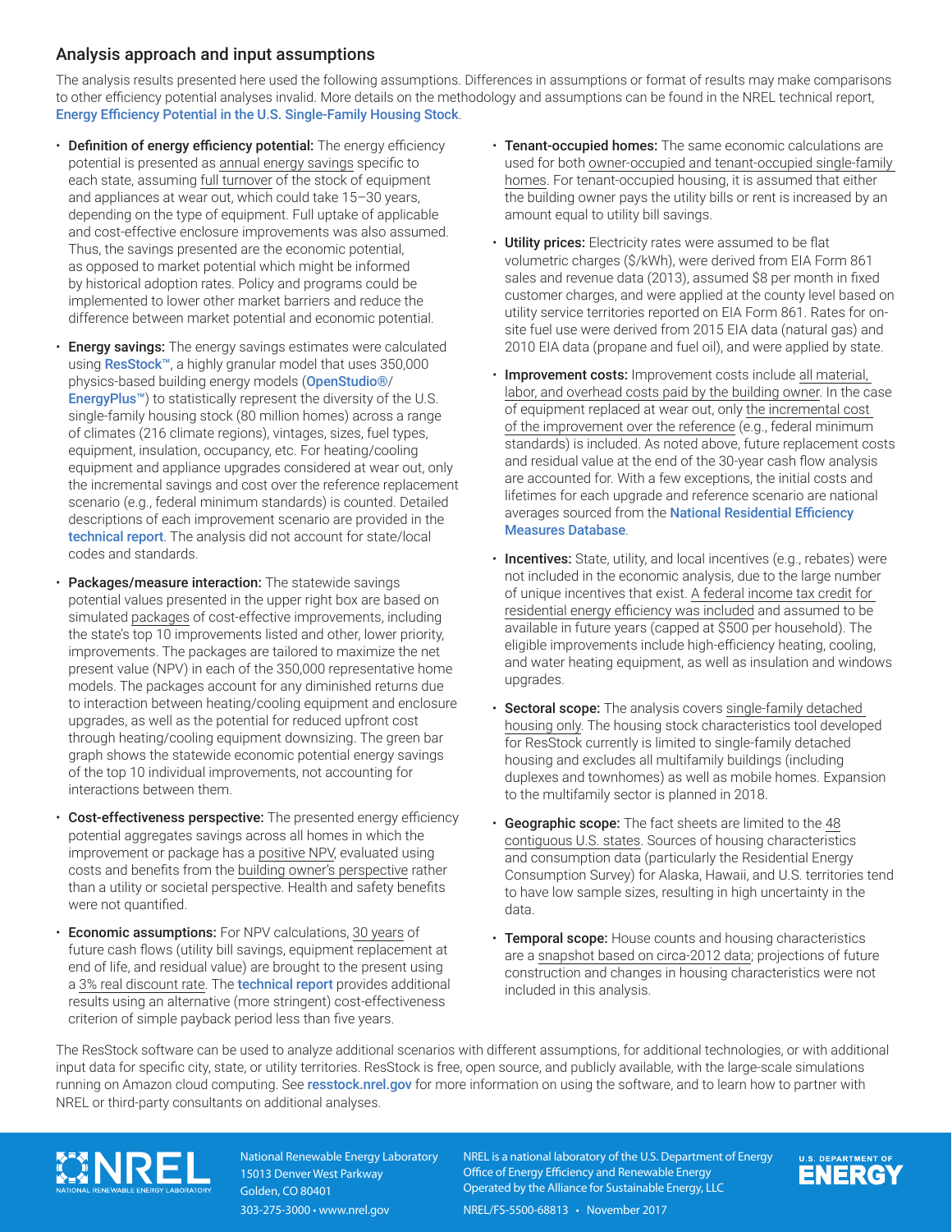## Analysis approach and input assumptions

The analysis results presented here used the following assumptions. Differences in assumptions or format of results may make comparisons to other efficiency potential analyses invalid. More details on the methodology and assumptions can be found in the NREL technical report, Energy Efficiency Potential in the U.S. Single-Family Housing Stock.

- **Definition of energy efficiency potential:** The energy efficiency potential is presented as annual energy savings specific to each state, assuming full turnover of the stock of equipment and appliances at wear out, which could take 15–30 years, depending on the type of equipment. Full uptake of applicable and cost-effective enclosure improvements was also assumed. Thus, the savings presented are the economic potential, as opposed to market potential which might be informed by historical adoption rates. Policy and programs could be implemented to lower other market barriers and reduce the difference between market potential and economic potential.

- **Energy savings:** The energy savings estimates were calculated using ResStock™, a highly granular model that uses 350,000 physics-based building energy models (OpenStudio®/EnergyPlus™) to statistically represent the diversity of the U.S. single-family housing stock (80 million homes) across a range of climates (216 climate regions), vintages, sizes, fuel types, equipment, insulation, occupancy, etc. For heating/cooling equipment and appliance upgrades considered at wear out, only the incremental savings and cost over the reference replacement scenario (e.g., federal minimum standards) is counted. Detailed descriptions of each improvement scenario are provided in the technical report. The analysis did not account for state/local codes and standards.

- **Packages/measure interaction:** The statewide savings potential values presented in the upper right box are based on simulated packages of cost-effective improvements, including the state's top 10 improvements listed and other, lower priority, improvements. The packages are tailored to maximize the net present value (NPV) in each of the 350,000 representative home models. The packages account for any diminished returns due to interaction between heating/cooling equipment and enclosure upgrades, as well as the potential for reduced upfront cost through heating/cooling equipment downsizing. The green bar graph shows the statewide economic potential energy savings of the top 10 individual improvements, not accounting for interactions between them.

- **Cost-effectiveness perspective:** The presented energy efficiency potential aggregates savings across all homes in which the improvement or package has a positive NPV, evaluated using costs and benefits from the building owner's perspective rather than a utility or societal perspective. Health and safety benefits were not quantified.

- **Economic assumptions:** For NPV calculations, 30 years of future cash flows (utility bill savings, equipment replacement at end of life, and residual value) are brought to the present using a 3% real discount rate. The technical report provides additional results using an alternative (more stringent) cost-effectiveness criterion of simple payback period less than five years.

- **Tenant-occupied homes:** The same economic calculations are used for both owner-occupied and tenant-occupied single-family homes. For tenant-occupied housing, it is assumed that either the building owner pays the utility bills or rent is increased by an amount equal to utility bill savings.

- **Utility prices:** Electricity rates were assumed to be flat volumetric charges ($/kWh), were derived from EIA Form 861 sales and revenue data (2013), assumed $8 per month in fixed customer charges, and were applied at the county level based on utility service territories reported on EIA Form 861. Rates for on-site fuel use were derived from 2015 EIA data (natural gas) and 2010 EIA data (propane and fuel oil), and were applied by state.

- **Improvement costs:** Improvement costs include all material, labor, and overhead costs paid by the building owner. In the case of equipment replaced at wear out, only the incremental cost of the improvement over the reference (e.g., federal minimum standards) is included. As noted above, future replacement costs and residual value at the end of the 30-year cash flow analysis are accounted for. With a few exceptions, the initial costs and lifetimes for each upgrade and reference scenario are national averages sourced from the National Residential Efficiency Measures Database.

- **Incentives:** State, utility, and local incentives (e.g., rebates) were not included in the economic analysis, due to the large number of unique incentives that exist. A federal income tax credit for residential energy efficiency was included and assumed to be available in future years (capped at $500 per household). The eligible improvements include high-efficiency heating, cooling, and water heating equipment, as well as insulation and windows upgrades.

- **Sectoral scope:** The analysis covers single-family detached housing only. The housing stock characteristics tool developed for ResStock currently is limited to single-family detached housing and excludes all multifamily buildings (including duplexes and townhomes) as well as mobile homes. Expansion to the multifamily sector is planned in 2018.

- **Geographic scope:** The fact sheets are limited to the 48 contiguous U.S. states. Sources of housing characteristics and consumption data (particularly the Residential Energy Consumption Survey) for Alaska, Hawaii, and U.S. territories tend to have low sample sizes, resulting in high uncertainty in the data.

- **Temporal scope:** House counts and housing characteristics are a snapshot based on circa-2012 data; projections of future construction and changes in housing characteristics were not included in this analysis.

The ResStock software can be used to analyze additional scenarios with different assumptions, for additional technologies, or with additional input data for specific city, state, or utility territories. ResStock is free, open source, and publicly available, with the large-scale simulations running on Amazon cloud computing. See resstock.nrel.gov for more information on using the software, and to learn how to partner with NREL or third-party consultants on additional analyses.

National Renewable Energy Laboratory
15013 Denver West Parkway
Golden, CO 80401
303-275-3000 • www.nrel.gov

NREL is a national laboratory of the U.S. Department of Energy
Office of Energy Efficiency and Renewable Energy
Operated by the Alliance for Sustainable Energy, LLC

NREL/FS-5500-68813 • November 2017